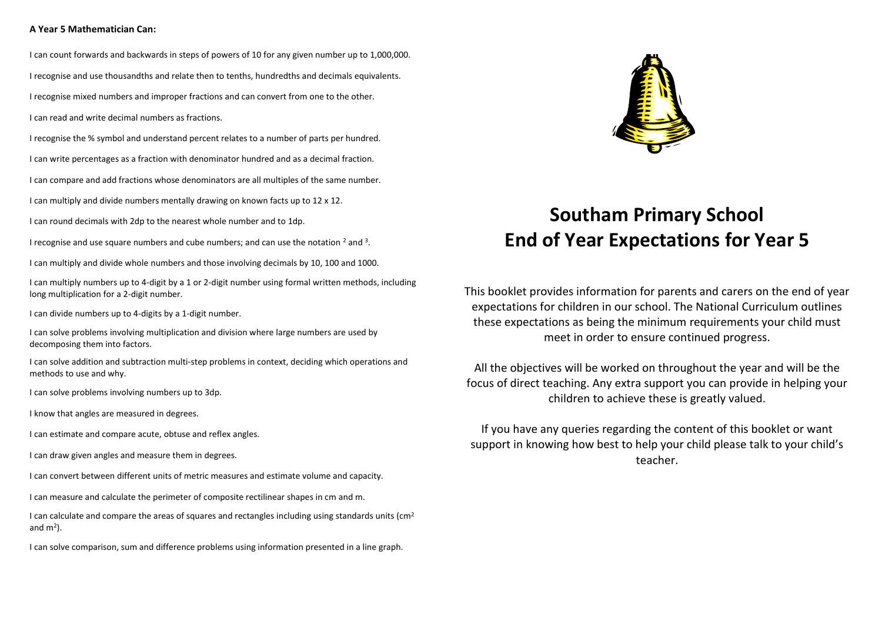**A Year 5 Mathematician Can:**

I can count forwards and backwards in steps of powers of 10 for any given number up to 1,000,000.

I recognise and use thousandths and relate then to tenths, hundredths and decimals equivalents.

I recognise mixed numbers and improper fractions and can convert from one to the other.

I can read and write decimal numbers as fractions.

I recognise the % symbol and understand percent relates to a number of parts per hundred.

I can write percentages as a fraction with denominator hundred and as a decimal fraction.

I can compare and add fractions whose denominators are all multiples of the same number.

I can multiply and divide numbers mentally drawing on known facts up to 12 x 12.

I can round decimals with 2dp to the nearest whole number and to 1dp.

I recognise and use square numbers and cube numbers; and can use the notation $^2$ and $^3$.

I can multiply and divide whole numbers and those involving decimals by 10, 100 and 1000.

I can multiply numbers up to 4-digit by a 1 or 2-digit number using formal written methods, including long multiplication for a 2-digit number.

I can divide numbers up to 4-digits by a 1-digit number.

I can solve problems involving multiplication and division where large numbers are used by decomposing them into factors.

I can solve addition and subtraction multi-step problems in context, deciding which operations and methods to use and why.

I can solve problems involving numbers up to 3dp.

I know that angles are measured in degrees.

I can estimate and compare acute, obtuse and reflex angles.

I can draw given angles and measure them in degrees.

I can convert between different units of metric measures and estimate volume and capacity.

I can measure and calculate the perimeter of composite rectilinear shapes in cm and m.

I can calculate and compare the areas of squares and rectangles including using standards units ($cm^2$ and $m^2$).

I can solve comparison, sum and difference problems using information presented in a line graph.

# Southam Primary School End of Year Expectations for Year 5

This booklet provides information for parents and carers on the end of year expectations for children in our school. The National Curriculum outlines these expectations as being the minimum requirements your child must meet in order to ensure continued progress.

All the objectives will be worked on throughout the year and will be the focus of direct teaching. Any extra support you can provide in helping your children to achieve these is greatly valued.

If you have any queries regarding the content of this booklet or want support in knowing how best to help your child please talk to your child's teacher.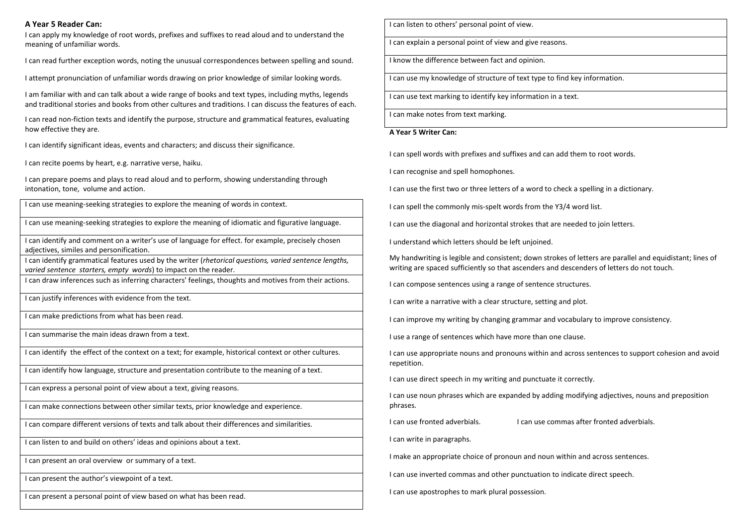**A Year 5 Reader Can:**

I can apply my knowledge of root words, prefixes and suffixes to read aloud and to understand the meaning of unfamiliar words.

I can read further exception words, noting the unusual correspondences between spelling and sound.

I attempt pronunciation of unfamiliar words drawing on prior knowledge of similar looking words.

I am familiar with and can talk about a wide range of books and text types, including myths, legends and traditional stories and books from other cultures and traditions. I can discuss the features of each.

I can read non-fiction texts and identify the purpose, structure and grammatical features, evaluating how effective they are.

I can identify significant ideas, events and characters; and discuss their significance.

I can recite poems by heart, e.g. narrative verse, haiku.

I can prepare poems and plays to read aloud and to perform, showing understanding through intonation, tone, volume and action.

| |
|---|
| I can use meaning-seeking strategies to explore the meaning of words in context. |
| I can use meaning-seeking strategies to explore the meaning of idiomatic and figurative language. |
| I can identify and comment on a writer's use of language for effect. for example, precisely chosen adjectives, similes and personification. |
| I can identify grammatical features used by the writer (*rhetorical questions, varied sentence lengths, varied sentence starters, empty words*) to impact on the reader. |
| I can draw inferences such as inferring characters' feelings, thoughts and motives from their actions. |
| I can justify inferences with evidence from the text. |
| I can make predictions from what has been read. |
| I can summarise the main ideas drawn from a text. |
| I can identify the effect of the context on a text; for example, historical context or other cultures. |
| I can identify how language, structure and presentation contribute to the meaning of a text. |
| I can express a personal point of view about a text, giving reasons. |
| I can make connections between other similar texts, prior knowledge and experience. |
| I can compare different versions of texts and talk about their differences and similarities. |
| I can listen to and build on others' ideas and opinions about a text. |
| I can present an oral overview or summary of a text. |
| I can present the author's viewpoint of a text. |
| I can present a personal point of view based on what has been read. |
| I can listen to others' personal point of view. |
| I can explain a personal point of view and give reasons. |
| I know the difference between fact and opinion. |
| I can use my knowledge of structure of text type to find key information. |
| I can use text marking to identify key information in a text. |
| I can make notes from text marking. |

**A Year 5 Writer Can:**

I can spell words with prefixes and suffixes and can add them to root words.

I can recognise and spell homophones.

I can use the first two or three letters of a word to check a spelling in a dictionary.

I can spell the commonly mis-spelt words from the Y3/4 word list.

I can use the diagonal and horizontal strokes that are needed to join letters.

I understand which letters should be left unjoined.

My handwriting is legible and consistent; down strokes of letters are parallel and equidistant; lines of writing are spaced sufficiently so that ascenders and descenders of letters do not touch.

I can compose sentences using a range of sentence structures.

I can write a narrative with a clear structure, setting and plot.

I can improve my writing by changing grammar and vocabulary to improve consistency.

I use a range of sentences which have more than one clause.

I can use appropriate nouns and pronouns within and across sentences to support cohesion and avoid repetition.

I can use direct speech in my writing and punctuate it correctly.

I can use noun phrases which are expanded by adding modifying adjectives, nouns and preposition phrases.

I can use fronted adverbials.

I can use commas after fronted adverbials.

I can write in paragraphs.

I make an appropriate choice of pronoun and noun within and across sentences.

I can use inverted commas and other punctuation to indicate direct speech.

I can use apostrophes to mark plural possession.